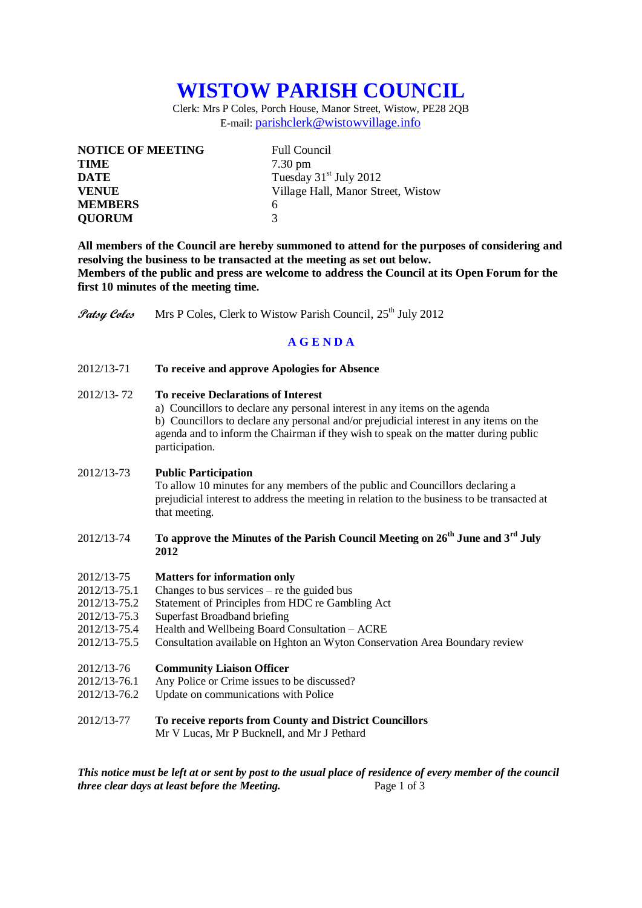# WISTOW PARISH COUNCIL

Clerk: Mrs P Coles, Porch House, Manor Street, Wistow, PE28 2QB
E-mail: parishclerk@wistowvillage.info

| | |
|---|---|
| **NOTICE OF MEETING** | Full Council |
| **TIME** | 7.30 pm |
| **DATE** | Tuesday 31st July 2012 |
| **VENUE** | Village Hall, Manor Street, Wistow |
| **MEMBERS** | 6 |
| **QUORUM** | 3 |

**All members of the Council are hereby summoned to attend for the purposes of considering and resolving the business to be transacted at the meeting as set out below.**
**Members of the public and press are welcome to address the Council at its Open Forum for the first 10 minutes of the meeting time.**

*Patsy Coles* Mrs P Coles, Clerk to Wistow Parish Council, 25th July 2012

## A G E N D A

2012/13-71 **To receive and approve Apologies for Absence**

2012/13- 72 **To receive Declarations of Interest**
a) Councillors to declare any personal interest in any items on the agenda
b) Councillors to declare any personal and/or prejudicial interest in any items on the agenda and to inform the Chairman if they wish to speak on the matter during public participation.

2012/13-73 **Public Participation**
To allow 10 minutes for any members of the public and Councillors declaring a prejudicial interest to address the meeting in relation to the business to be transacted at that meeting.

2012/13-74 **To approve the Minutes of the Parish Council Meeting on 26th June and 3rd July 2012**

2012/13-75 **Matters for information only**
2012/13-75.1 Changes to bus services – re the guided bus
2012/13-75.2 Statement of Principles from HDC re Gambling Act
2012/13-75.3 Superfast Broadband briefing
2012/13-75.4 Health and Wellbeing Board Consultation – ACRE
2012/13-75.5 Consultation available on Hghton an Wyton Conservation Area Boundary review

2012/13-76 **Community Liaison Officer**
2012/13-76.1 Any Police or Crime issues to be discussed?
2012/13-76.2 Update on communications with Police

2012/13-77 **To receive reports from County and District Councillors**
Mr V Lucas, Mr P Bucknell, and Mr J Pethard

***This notice must be left at or sent by post to the usual place of residence of every member of the council three clear days at least before the Meeting.***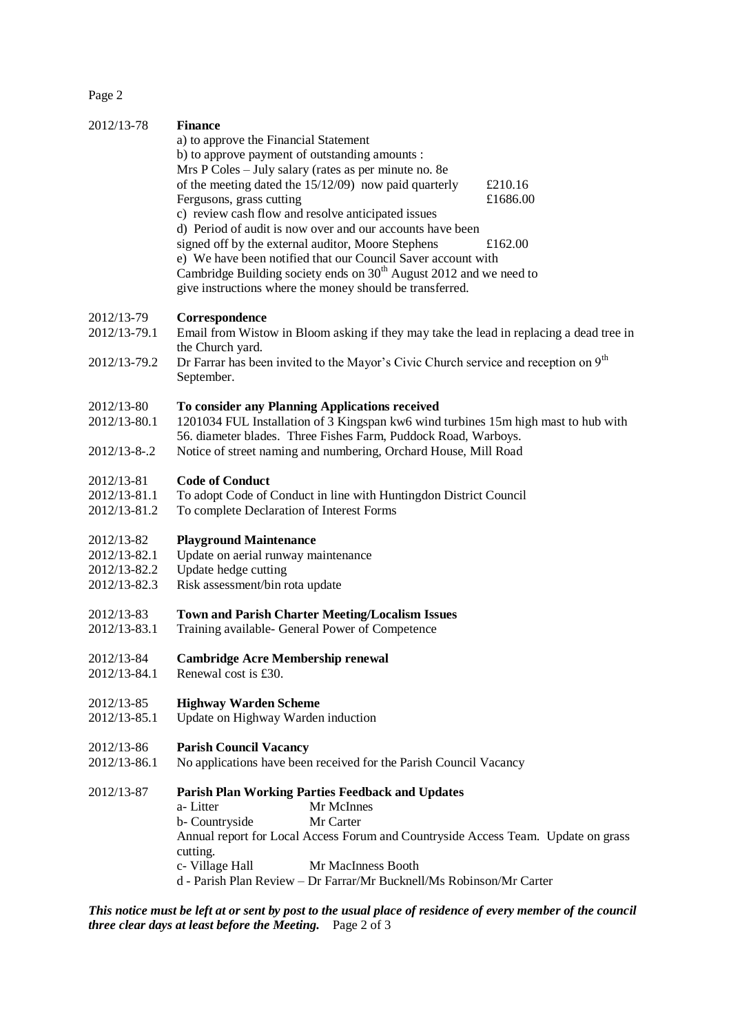2012/13-78 **Finance**

a) to approve the Financial Statement

b) to approve payment of outstanding amounts :

Mrs P Coles – July salary (rates as per minute no. 8e of the meeting dated the 15/12/09) now paid quarterly £210.16

Fergusons, grass cutting £1686.00

c) review cash flow and resolve anticipated issues

d) Period of audit is now over and our accounts have been signed off by the external auditor, Moore Stephens £162.00

e) We have been notified that our Council Saver account with Cambridge Building society ends on 30th August 2012 and we need to give instructions where the money should be transferred.

2012/13-79 **Correspondence**

2012/13-79.1 Email from Wistow in Bloom asking if they may take the lead in replacing a dead tree in the Church yard.

2012/13-79.2 Dr Farrar has been invited to the Mayor's Civic Church service and reception on 9th September.

2012/13-80 **To consider any Planning Applications received**

2012/13-80.1 1201034 FUL Installation of 3 Kingspan kw6 wind turbines 15m high mast to hub with 56. diameter blades. Three Fishes Farm, Puddock Road, Warboys.

2012/13-8-.2 Notice of street naming and numbering, Orchard House, Mill Road

2012/13-81 **Code of Conduct**

2012/13-81.1 To adopt Code of Conduct in line with Huntingdon District Council

2012/13-81.2 To complete Declaration of Interest Forms

2012/13-82 **Playground Maintenance**

2012/13-82.1 Update on aerial runway maintenance

2012/13-82.2 Update hedge cutting

2012/13-82.3 Risk assessment/bin rota update

2012/13-83 **Town and Parish Charter Meeting/Localism Issues**

2012/13-83.1 Training available- General Power of Competence

2012/13-84 **Cambridge Acre Membership renewal**

2012/13-84.1 Renewal cost is £30.

2012/13-85 **Highway Warden Scheme**

2012/13-85.1 Update on Highway Warden induction

2012/13-86 **Parish Council Vacancy**

2012/13-86.1 No applications have been received for the Parish Council Vacancy

2012/13-87 **Parish Plan Working Parties Feedback and Updates**

a- Litter Mr McInnes

b- Countryside Mr Carter

Annual report for Local Access Forum and Countryside Access Team. Update on grass cutting.

c- Village Hall Mr MacInness Booth

d - Parish Plan Review – Dr Farrar/Mr Bucknell/Ms Robinson/Mr Carter

***This notice must be left at or sent by post to the usual place of residence of every member of the council three clear days at least before the Meeting.***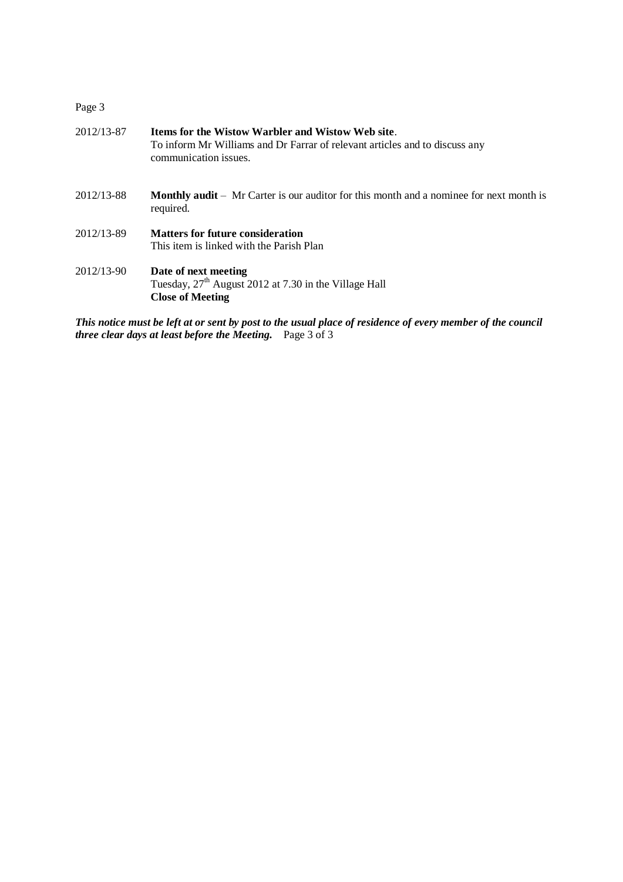2012/13-87 **Items for the Wistow Warbler and Wistow Web site**.
To inform Mr Williams and Dr Farrar of relevant articles and to discuss any communication issues.

2012/13-88 **Monthly audit** – Mr Carter is our auditor for this month and a nominee for next month is required.

2012/13-89 **Matters for future consideration**
This item is linked with the Parish Plan

2012/13-90 **Date of next meeting**
Tuesday, 27th August 2012 at 7.30 in the Village Hall
**Close of Meeting**

***This notice must be left at or sent by post to the usual place of residence of every member of the council three clear days at least before the Meeting.***